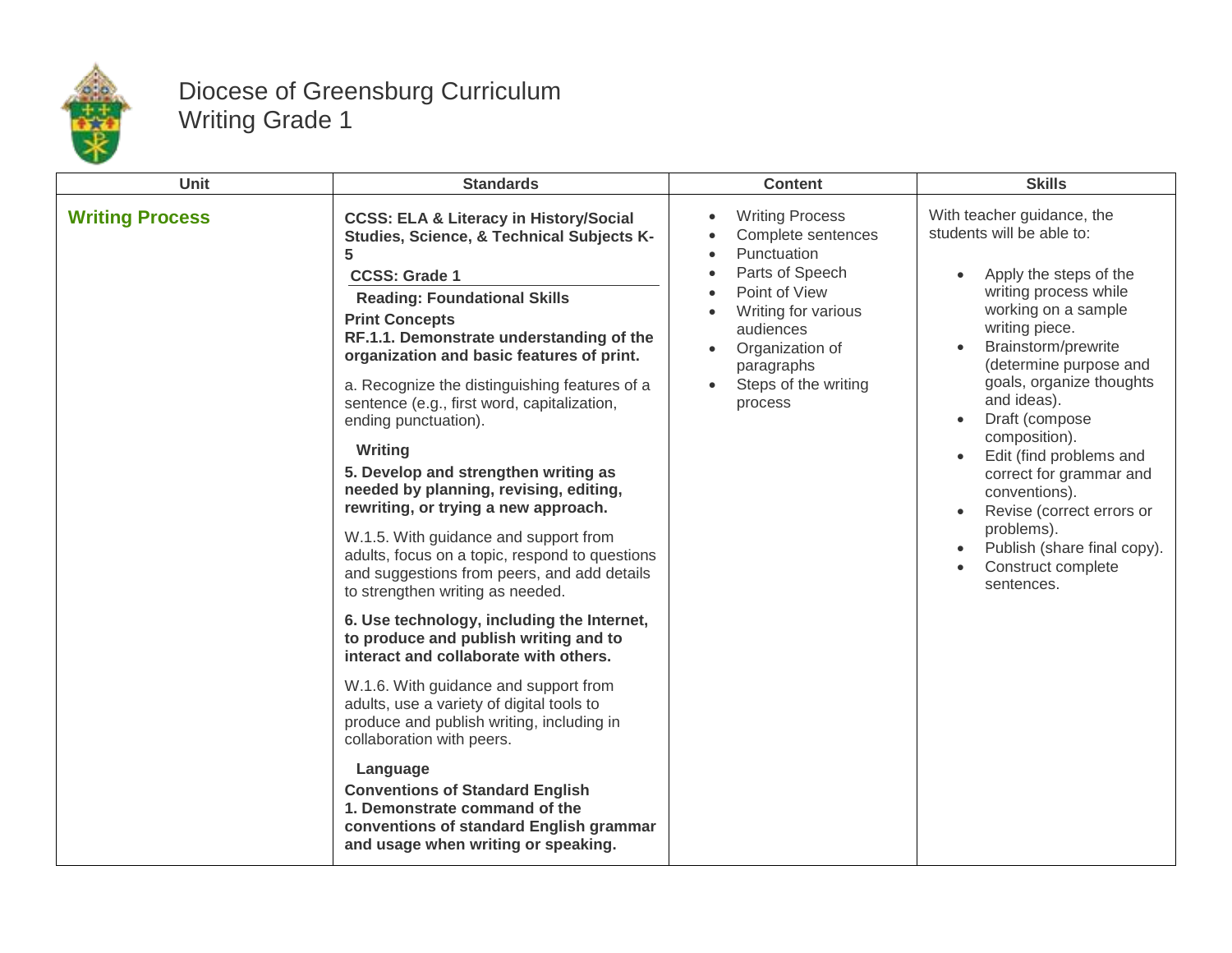# Diocese of Greensburg Curriculum
## Writing Grade 1

| Unit | Standards | Content | Skills |
|---|---|---|---|
| **Writing Process** | **CCSS: ELA & Literacy in History/Social Studies, Science, & Technical Subjects K-5**<br>**CCSS: Grade 1**<br>**Reading: Foundational Skills**<br>**Print Concepts**<br>**RF.1.1. Demonstrate understanding of the organization and basic features of print.**<br>a. Recognize the distinguishing features of a sentence (e.g., first word, capitalization, ending punctuation).<br>**Writing**<br>**5. Develop and strengthen writing as needed by planning, revising, editing, rewriting, or trying a new approach.**<br>W.1.5. With guidance and support from adults, focus on a topic, respond to questions and suggestions from peers, and add details to strengthen writing as needed.<br>**6. Use technology, including the Internet, to produce and publish writing and to interact and collaborate with others.**<br>W.1.6. With guidance and support from adults, use a variety of digital tools to produce and publish writing, including in collaboration with peers.<br>**Language**<br>**Conventions of Standard English**<br>**1. Demonstrate command of the conventions of standard English grammar and usage when writing or speaking.** | • Writing Process<br>• Complete sentences<br>• Punctuation<br>• Parts of Speech<br>• Point of View<br>• Writing for various audiences<br>• Organization of paragraphs<br>• Steps of the writing process | With teacher guidance, the students will be able to:<br>• Apply the steps of the writing process while working on a sample writing piece.<br>• Brainstorm/prewrite (determine purpose and goals, organize thoughts and ideas).<br>• Draft (compose composition).<br>• Edit (find problems and correct for grammar and conventions).<br>• Revise (correct errors or problems).<br>• Publish (share final copy).<br>• Construct complete sentences. |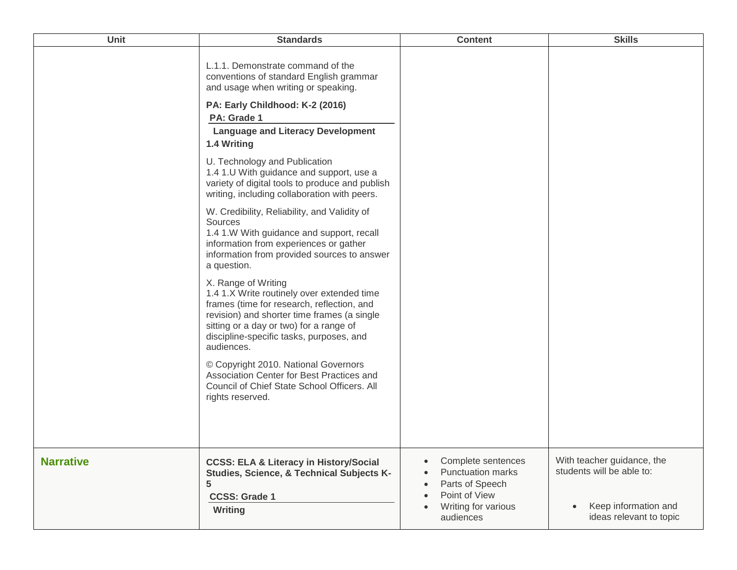| Unit | Standards | Content | Skills |
|---|---|---|---|
| | L.1.1. Demonstrate command of the conventions of standard English grammar and usage when writing or speaking.<br><br>**PA: Early Childhood: K-2 (2016)**<br>**PA: Grade 1**<br>**Language and Literacy Development**<br>**1.4 Writing**<br><br>U. Technology and Publication<br>1.4 1.U With guidance and support, use a variety of digital tools to produce and publish writing, including collaboration with peers.<br><br>W. Credibility, Reliability, and Validity of Sources<br>1.4 1.W With guidance and support, recall information from experiences or gather information from provided sources to answer a question.<br><br>X. Range of Writing<br>1.4 1.X Write routinely over extended time frames (time for research, reflection, and revision) and shorter time frames (a single sitting or a day or two) for a range of discipline-specific tasks, purposes, and audiences.<br><br>© Copyright 2010. National Governors Association Center for Best Practices and Council of Chief State School Officers. All rights reserved. | | |
| **Narrative** | **CCSS: ELA & Literacy in History/Social Studies, Science, & Technical Subjects K-5**<br>**CCSS: Grade 1**<br>**Writing** | • Complete sentences<br>• Punctuation marks<br>• Parts of Speech<br>• Point of View<br>• Writing for various audiences | With teacher guidance, the students will be able to:<br><br>• Keep information and ideas relevant to topic |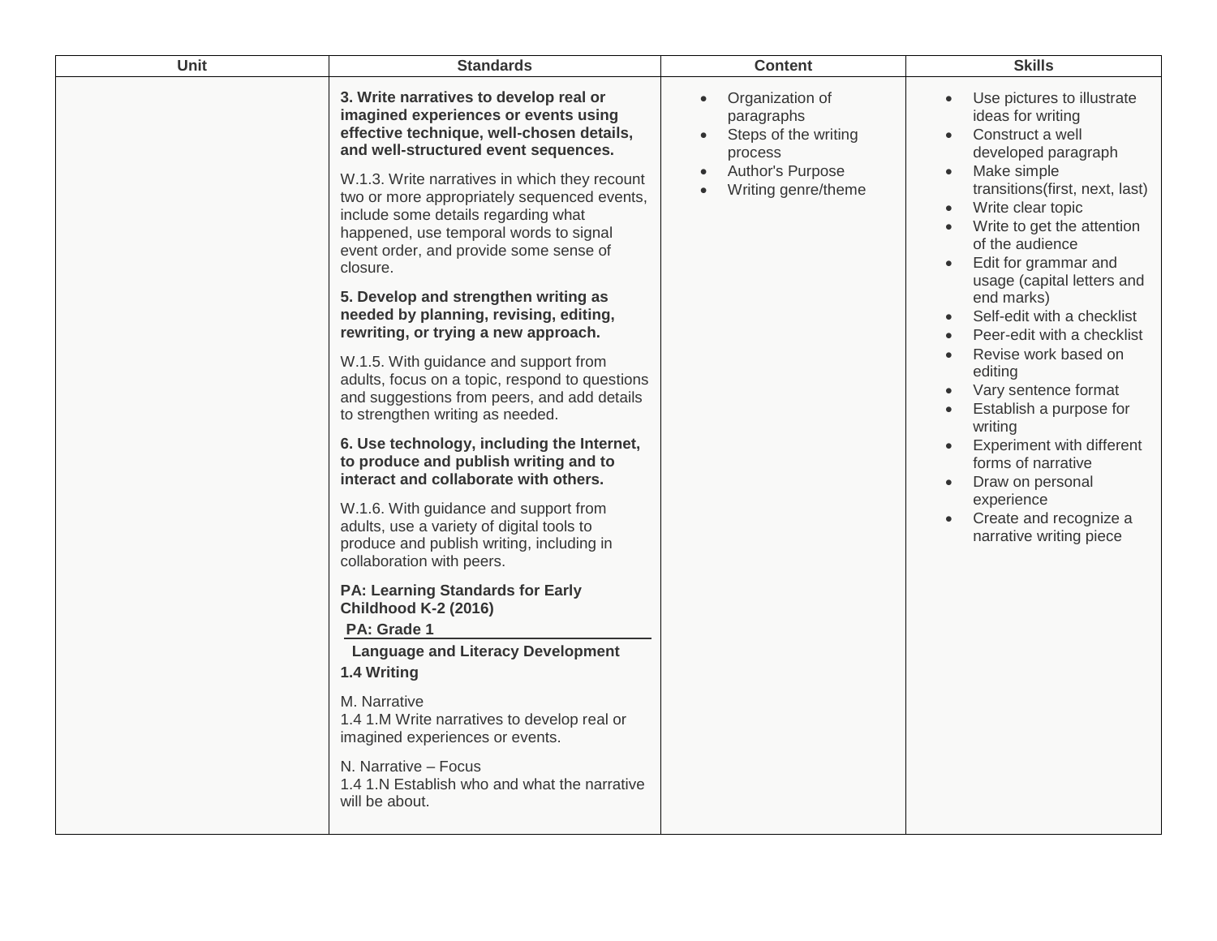| Unit | Standards | Content | Skills |
|---|---|---|---|
| | **3. Write narratives to develop real or imagined experiences or events using effective technique, well-chosen details, and well-structured event sequences.**<br><br>W.1.3. Write narratives in which they recount two or more appropriately sequenced events, include some details regarding what happened, use temporal words to signal event order, and provide some sense of closure.<br><br>**5. Develop and strengthen writing as needed by planning, revising, editing, rewriting, or trying a new approach.**<br><br>W.1.5. With guidance and support from adults, focus on a topic, respond to questions and suggestions from peers, and add details to strengthen writing as needed.<br><br>**6. Use technology, including the Internet, to produce and publish writing and to interact and collaborate with others.**<br><br>W.1.6. With guidance and support from adults, use a variety of digital tools to produce and publish writing, including in collaboration with peers.<br><br>**PA: Learning Standards for Early Childhood K-2 (2016)**<br>**PA: Grade 1**<br>**Language and Literacy Development**<br>**1.4 Writing**<br><br>M. Narrative<br>1.4 1.M Write narratives to develop real or imagined experiences or events.<br><br>N. Narrative – Focus<br>1.4 1.N Establish who and what the narrative will be about. | • Organization of paragraphs<br>• Steps of the writing process<br>• Author's Purpose<br>• Writing genre/theme | • Use pictures to illustrate ideas for writing<br>• Construct a well developed paragraph<br>• Make simple transitions(first, next, last)<br>• Write clear topic<br>• Write to get the attention of the audience<br>• Edit for grammar and usage (capital letters and end marks)<br>• Self-edit with a checklist<br>• Peer-edit with a checklist<br>• Revise work based on editing<br>• Vary sentence format<br>• Establish a purpose for writing<br>• Experiment with different forms of narrative<br>• Draw on personal experience<br>• Create and recognize a narrative writing piece |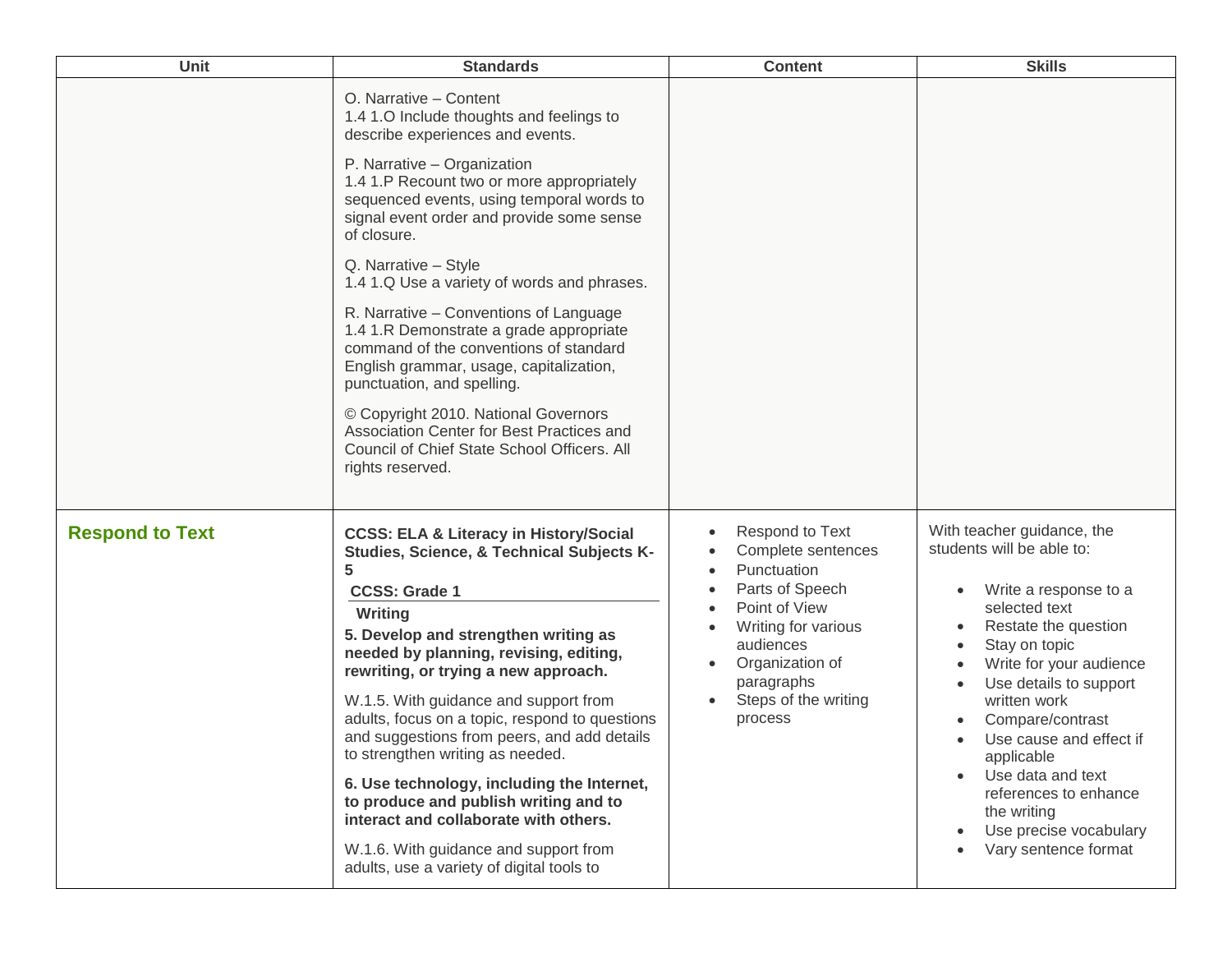| Unit | Standards | Content | Skills |
|---|---|---|---|
| | O. Narrative – Content<br>1.4 1.O Include thoughts and feelings to describe experiences and events.<br><br>P. Narrative – Organization<br>1.4 1.P Recount two or more appropriately sequenced events, using temporal words to signal event order and provide some sense of closure.<br><br>Q. Narrative – Style<br>1.4 1.Q Use a variety of words and phrases.<br><br>R. Narrative – Conventions of Language<br>1.4 1.R Demonstrate a grade appropriate command of the conventions of standard English grammar, usage, capitalization, punctuation, and spelling.<br><br>© Copyright 2010. National Governors Association Center for Best Practices and Council of Chief State School Officers. All rights reserved. | | |
| **Respond to Text** | **CCSS: ELA & Literacy in History/Social Studies, Science, & Technical Subjects K-5**<br>**CCSS: Grade 1**<br>**Writing**<br>**5. Develop and strengthen writing as needed by planning, revising, editing, rewriting, or trying a new approach.**<br><br>W.1.5. With guidance and support from adults, focus on a topic, respond to questions and suggestions from peers, and add details to strengthen writing as needed.<br><br>**6. Use technology, including the Internet, to produce and publish writing and to interact and collaborate with others.**<br><br>W.1.6. With guidance and support from adults, use a variety of digital tools to | • Respond to Text<br>• Complete sentences<br>• Punctuation<br>• Parts of Speech<br>• Point of View<br>• Writing for various audiences<br>• Organization of paragraphs<br>• Steps of the writing process | With teacher guidance, the students will be able to:<br><br>• Write a response to a selected text<br>• Restate the question<br>• Stay on topic<br>• Write for your audience<br>• Use details to support written work<br>• Compare/contrast<br>• Use cause and effect if applicable<br>• Use data and text references to enhance the writing<br>• Use precise vocabulary<br>• Vary sentence format |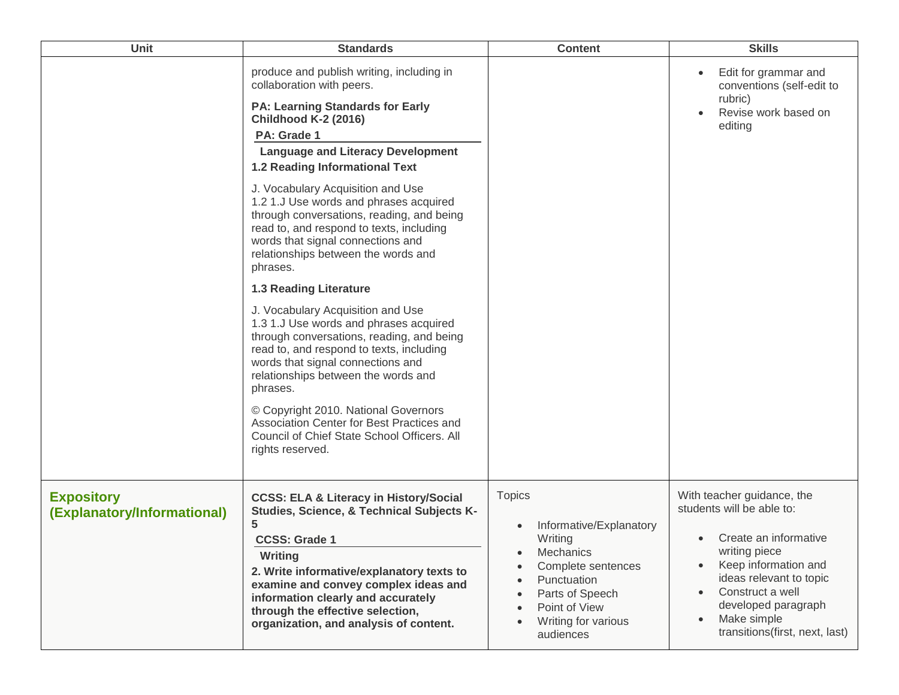| Unit | Standards | Content | Skills |
| --- | --- | --- | --- |
| | produce and publish writing, including in collaboration with peers.<br><br>**PA: Learning Standards for Early Childhood K-2 (2016)**<br>**PA: Grade 1**<br>**Language and Literacy Development**<br>**1.2 Reading Informational Text**<br><br>J. Vocabulary Acquisition and Use<br>1.2 1.J Use words and phrases acquired through conversations, reading, and being read to, and respond to texts, including words that signal connections and relationships between the words and phrases.<br><br>**1.3 Reading Literature**<br><br>J. Vocabulary Acquisition and Use<br>1.3 1.J Use words and phrases acquired through conversations, reading, and being read to, and respond to texts, including words that signal connections and relationships between the words and phrases.<br><br>© Copyright 2010. National Governors Association Center for Best Practices and Council of Chief State School Officers. All rights reserved. | | • Edit for grammar and conventions (self-edit to rubric)<br>• Revise work based on editing |
| **Expository (Explanatory/Informational)** | **CCSS: ELA & Literacy in History/Social Studies, Science, & Technical Subjects K-5**<br>**CCSS: Grade 1**<br>**Writing**<br>**2. Write informative/explanatory texts to examine and convey complex ideas and information clearly and accurately through the effective selection, organization, and analysis of content.** | Topics<br><br>• Informative/Explanatory Writing<br>• Mechanics<br>• Complete sentences<br>• Punctuation<br>• Parts of Speech<br>• Point of View<br>• Writing for various audiences | With teacher guidance, the students will be able to:<br><br>• Create an informative writing piece<br>• Keep information and ideas relevant to topic<br>• Construct a well developed paragraph<br>• Make simple transitions(first, next, last) |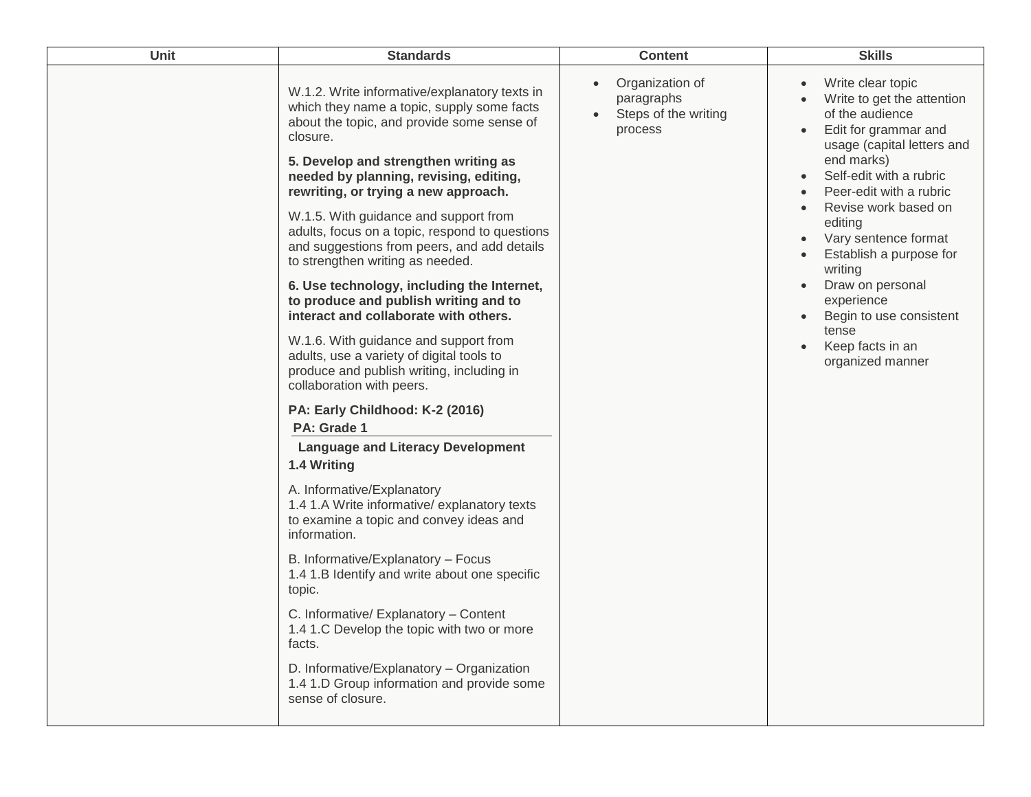| Unit | Standards | Content | Skills |
|---|---|---|---|
| | W.1.2. Write informative/explanatory texts in which they name a topic, supply some facts about the topic, and provide some sense of closure.<br><br>**5. Develop and strengthen writing as needed by planning, revising, editing, rewriting, or trying a new approach.**<br><br>W.1.5. With guidance and support from adults, focus on a topic, respond to questions and suggestions from peers, and add details to strengthen writing as needed.<br><br>**6. Use technology, including the Internet, to produce and publish writing and to interact and collaborate with others.**<br><br>W.1.6. With guidance and support from adults, use a variety of digital tools to produce and publish writing, including in collaboration with peers.<br><br>**PA: Early Childhood: K-2 (2016)**<br>**PA: Grade 1**<br>**Language and Literacy Development**<br>**1.4 Writing**<br><br>A. Informative/Explanatory<br>1.4 1.A Write informative/ explanatory texts to examine a topic and convey ideas and information.<br><br>B. Informative/Explanatory – Focus<br>1.4 1.B Identify and write about one specific topic.<br><br>C. Informative/ Explanatory – Content<br>1.4 1.C Develop the topic with two or more facts.<br><br>D. Informative/Explanatory – Organization<br>1.4 1.D Group information and provide some sense of closure. | • Organization of paragraphs<br>• Steps of the writing process | • Write clear topic<br>• Write to get the attention of the audience<br>• Edit for grammar and usage (capital letters and end marks)<br>• Self-edit with a rubric<br>• Peer-edit with a rubric<br>• Revise work based on editing<br>• Vary sentence format<br>• Establish a purpose for writing<br>• Draw on personal experience<br>• Begin to use consistent tense<br>• Keep facts in an organized manner |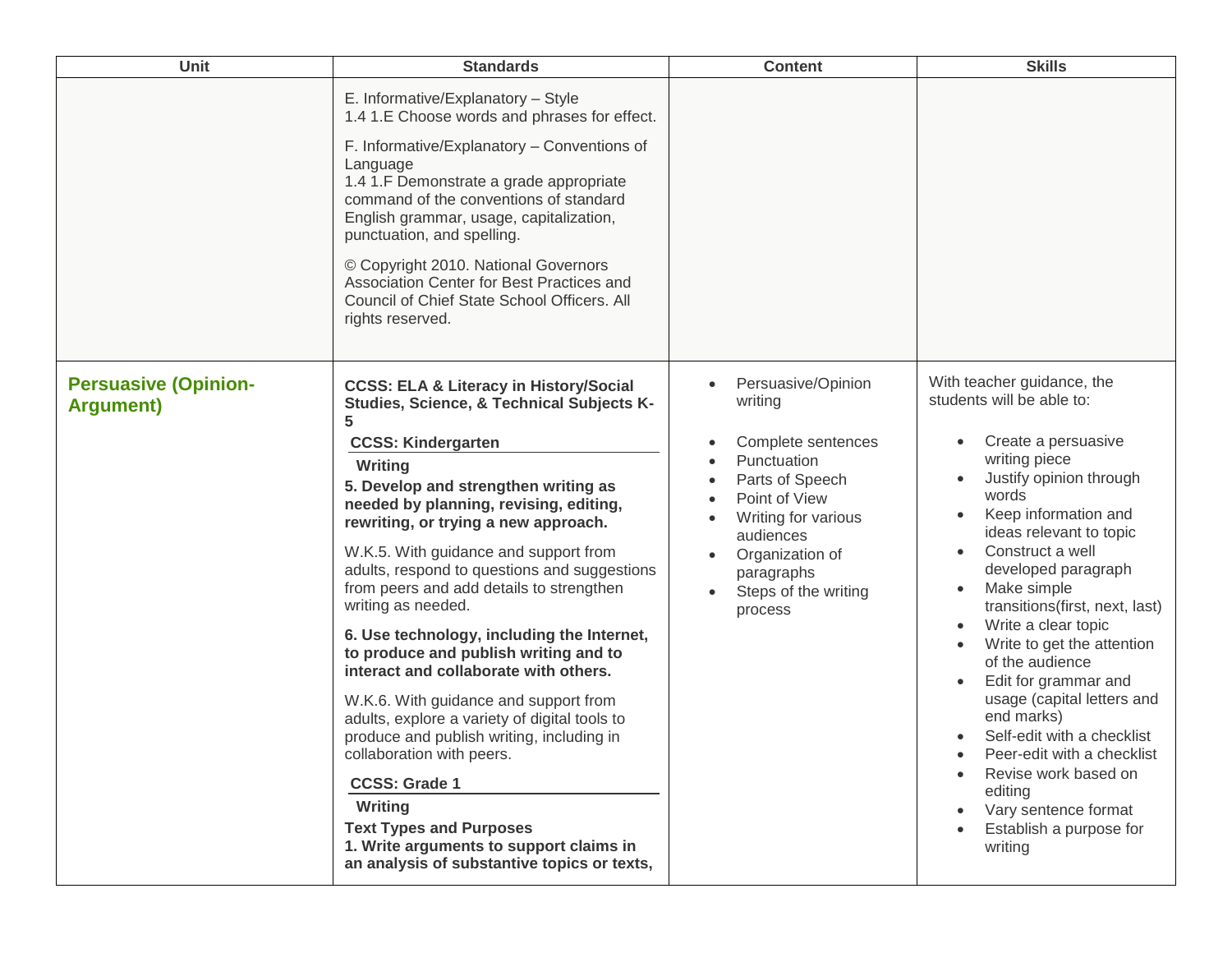| Unit | Standards | Content | Skills |
| --- | --- | --- | --- |
| | E. Informative/Explanatory – Style<br>1.4 1.E Choose words and phrases for effect.<br><br>F. Informative/Explanatory – Conventions of Language<br>1.4 1.F Demonstrate a grade appropriate command of the conventions of standard English grammar, usage, capitalization, punctuation, and spelling.<br><br>© Copyright 2010. National Governors Association Center for Best Practices and Council of Chief State School Officers. All rights reserved. | | |
| **Persuasive (Opinion-Argument)** | **CCSS: ELA & Literacy in History/Social Studies, Science, & Technical Subjects K-5**<br>**CCSS: Kindergarten**<br>**Writing**<br>**5. Develop and strengthen writing as needed by planning, revising, editing, rewriting, or trying a new approach.**<br><br>W.K.5. With guidance and support from adults, respond to questions and suggestions from peers and add details to strengthen writing as needed.<br><br>**6. Use technology, including the Internet, to produce and publish writing and to interact and collaborate with others.**<br><br>W.K.6. With guidance and support from adults, explore a variety of digital tools to produce and publish writing, including in collaboration with peers.<br><br>**CCSS: Grade 1**<br>**Writing**<br>**Text Types and Purposes**<br>**1. Write arguments to support claims in an analysis of substantive topics or texts,** | • Persuasive/Opinion writing<br><br>• Complete sentences<br>• Punctuation<br>• Parts of Speech<br>• Point of View<br>• Writing for various audiences<br>• Organization of paragraphs<br>• Steps of the writing process | With teacher guidance, the students will be able to:<br><br>• Create a persuasive writing piece<br>• Justify opinion through words<br>• Keep information and ideas relevant to topic<br>• Construct a well developed paragraph<br>• Make simple transitions(first, next, last)<br>• Write a clear topic<br>• Write to get the attention of the audience<br>• Edit for grammar and usage (capital letters and end marks)<br>• Self-edit with a checklist<br>• Peer-edit with a checklist<br>• Revise work based on editing<br>• Vary sentence format<br>• Establish a purpose for writing |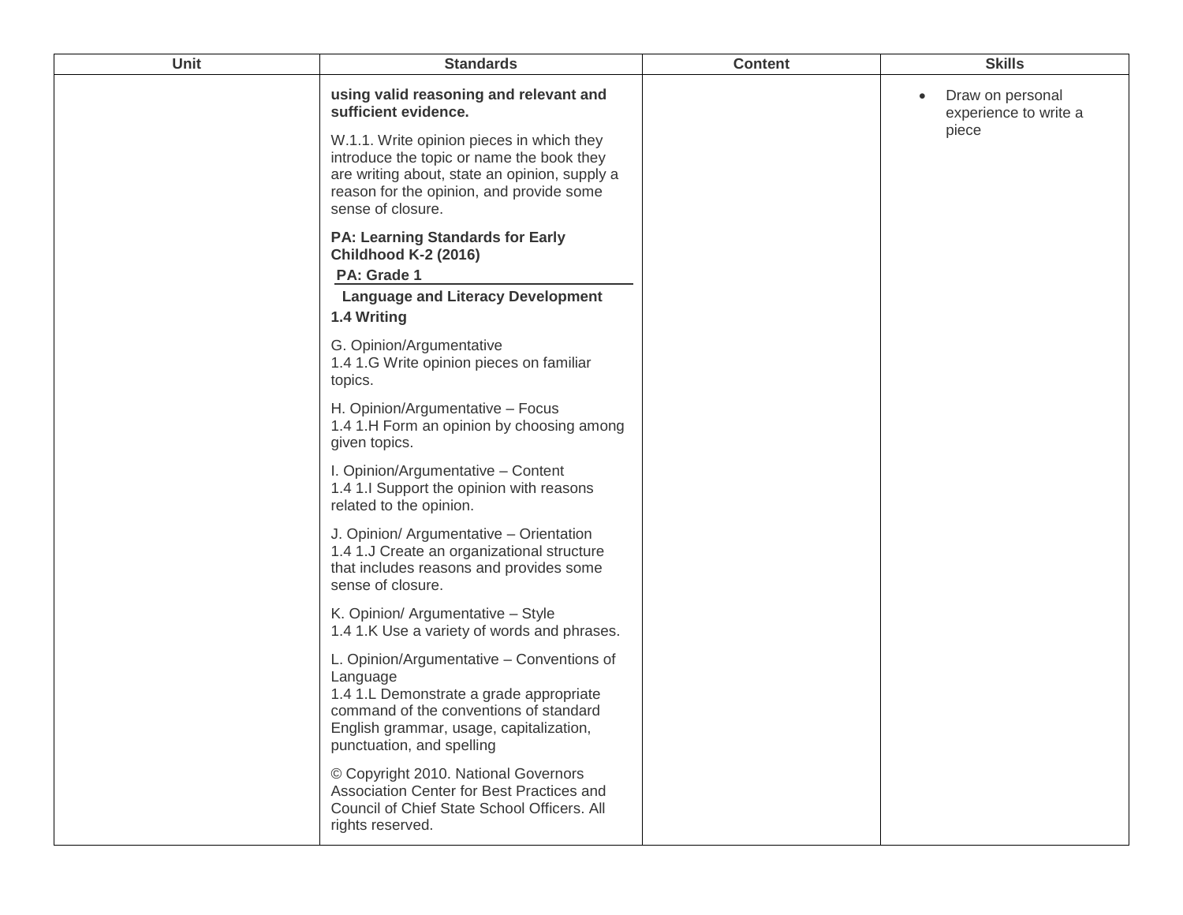| Unit | Standards | Content | Skills |
|---|---|---|---|
| | **using valid reasoning and relevant and sufficient evidence.**<br><br>W.1.1. Write opinion pieces in which they introduce the topic or name the book they are writing about, state an opinion, supply a reason for the opinion, and provide some sense of closure.<br><br>**PA: Learning Standards for Early Childhood K-2 (2016)**<br>**PA: Grade 1**<br>**Language and Literacy Development**<br>**1.4 Writing**<br><br>G. Opinion/Argumentative<br>1.4 1.G Write opinion pieces on familiar topics.<br><br>H. Opinion/Argumentative – Focus<br>1.4 1.H Form an opinion by choosing among given topics.<br><br>I. Opinion/Argumentative – Content<br>1.4 1.I Support the opinion with reasons related to the opinion.<br><br>J. Opinion/ Argumentative – Orientation<br>1.4 1.J Create an organizational structure that includes reasons and provides some sense of closure.<br><br>K. Opinion/ Argumentative – Style<br>1.4 1.K Use a variety of words and phrases.<br><br>L. Opinion/Argumentative – Conventions of Language<br>1.4 1.L Demonstrate a grade appropriate command of the conventions of standard English grammar, usage, capitalization, punctuation, and spelling<br><br>© Copyright 2010. National Governors Association Center for Best Practices and Council of Chief State School Officers. All rights reserved. | | • Draw on personal experience to write a piece |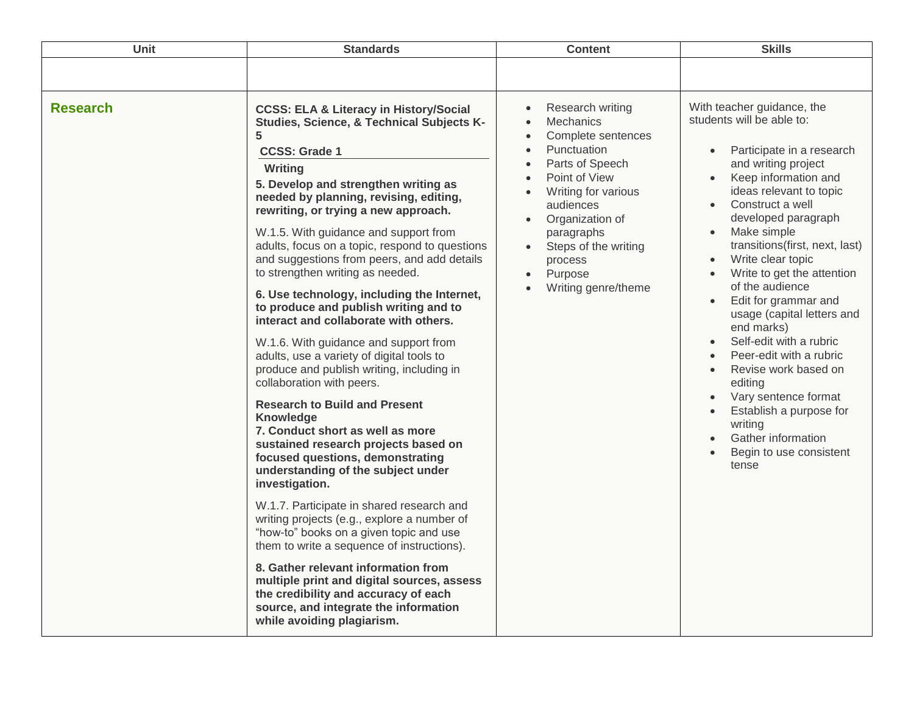| Unit | Standards | Content | Skills |
|---|---|---|---|
| | | | |
| **Research** | **CCSS: ELA & Literacy in History/Social Studies, Science, & Technical Subjects K-5**<br>**CCSS: Grade 1**<br>**Writing**<br>**5. Develop and strengthen writing as needed by planning, revising, editing, rewriting, or trying a new approach.**<br>W.1.5. With guidance and support from adults, focus on a topic, respond to questions and suggestions from peers, and add details to strengthen writing as needed.<br>**6. Use technology, including the Internet, to produce and publish writing and to interact and collaborate with others.**<br>W.1.6. With guidance and support from adults, use a variety of digital tools to produce and publish writing, including in collaboration with peers.<br>**Research to Build and Present Knowledge**<br>**7. Conduct short as well as more sustained research projects based on focused questions, demonstrating understanding of the subject under investigation.**<br>W.1.7. Participate in shared research and writing projects (e.g., explore a number of "how-to" books on a given topic and use them to write a sequence of instructions).<br>**8. Gather relevant information from multiple print and digital sources, assess the credibility and accuracy of each source, and integrate the information while avoiding plagiarism.** | • Research writing<br>• Mechanics<br>• Complete sentences<br>• Punctuation<br>• Parts of Speech<br>• Point of View<br>• Writing for various audiences<br>• Organization of paragraphs<br>• Steps of the writing process<br>• Purpose<br>• Writing genre/theme | With teacher guidance, the students will be able to:<br>• Participate in a research and writing project<br>• Keep information and ideas relevant to topic<br>• Construct a well developed paragraph<br>• Make simple transitions(first, next, last)<br>• Write clear topic<br>• Write to get the attention of the audience<br>• Edit for grammar and usage (capital letters and end marks)<br>• Self-edit with a rubric<br>• Peer-edit with a rubric<br>• Revise work based on editing<br>• Vary sentence format<br>• Establish a purpose for writing<br>• Gather information<br>• Begin to use consistent tense |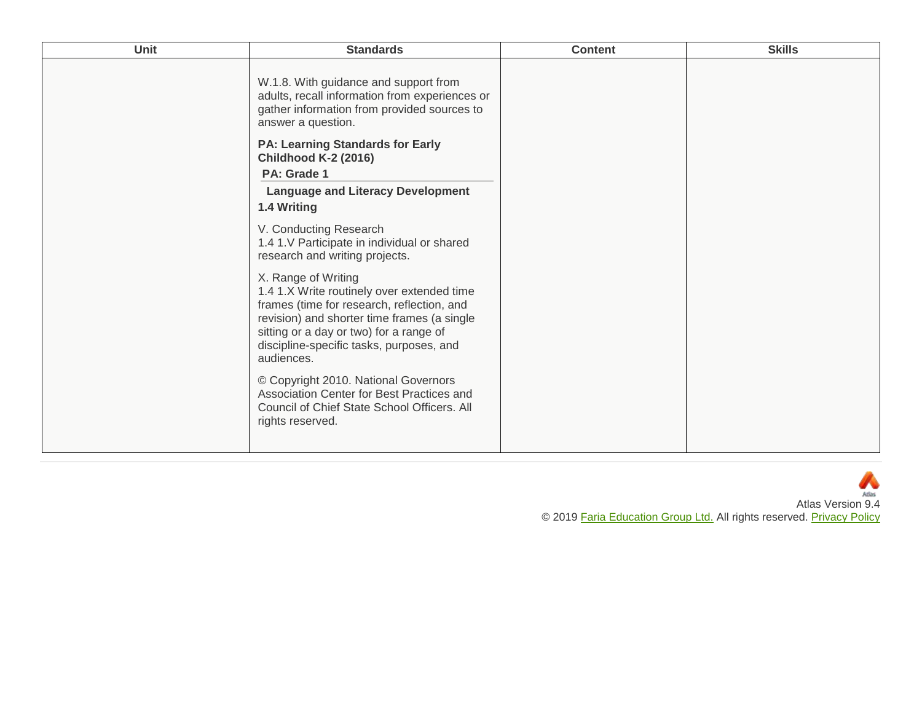| Unit | Standards | Content | Skills |
|---|---|---|---|
| | W.1.8. With guidance and support from adults, recall information from experiences or gather information from provided sources to answer a question.<br><br>**PA: Learning Standards for Early Childhood K-2 (2016)**<br>**PA: Grade 1**<br>**Language and Literacy Development**<br>**1.4 Writing**<br><br>V. Conducting Research<br>1.4 1.V Participate in individual or shared research and writing projects.<br><br>X. Range of Writing<br>1.4 1.X Write routinely over extended time frames (time for research, reflection, and revision) and shorter time frames (a single sitting or a day or two) for a range of discipline-specific tasks, purposes, and audiences.<br><br>© Copyright 2010. National Governors Association Center for Best Practices and Council of Chief State School Officers. All rights reserved. | | |

Atlas Version 9.4
© 2019 Faria Education Group Ltd. All rights reserved. Privacy Policy